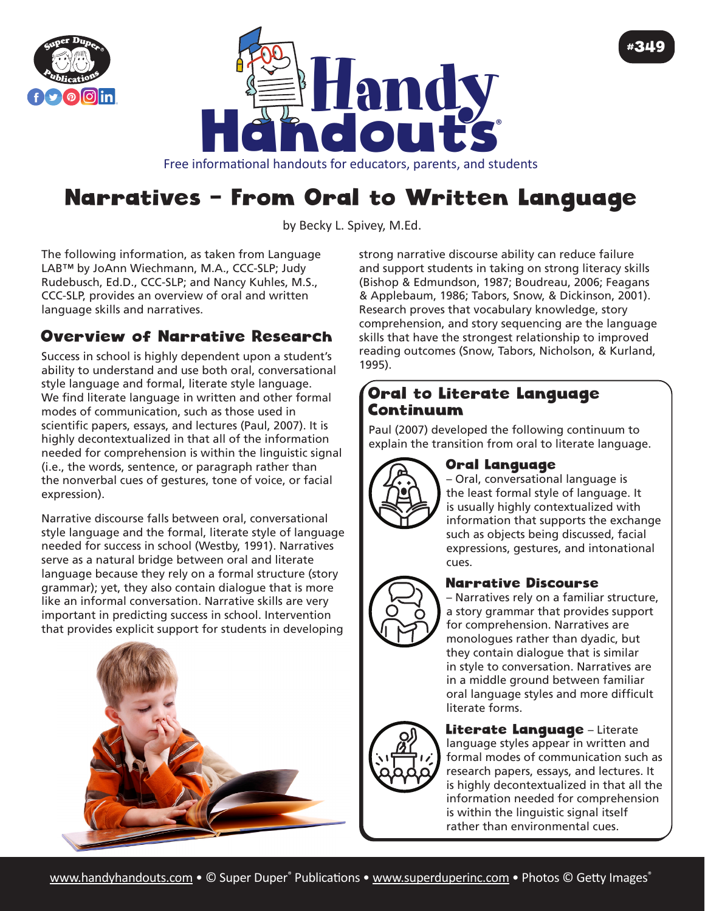# Narratives – From Oral to Written Language

by Becky L. Spivey, M.Ed.

The following information, as taken from Language LAB™ by JoAnn Wiechmann, M.A., CCC-SLP; Judy Rudebusch, Ed.D., CCC-SLP; and Nancy Kuhles, M.S., CCC-SLP, provides an overview of oral and written language skills and narratives.

## Overview of Narrative Research

Success in school is highly dependent upon a student's ability to understand and use both oral, conversational style language and formal, literate style language. We find literate language in written and other formal modes of communication, such as those used in scientific papers, essays, and lectures (Paul, 2007). It is highly decontextualized in that all of the information needed for comprehension is within the linguistic signal (i.e., the words, sentence, or paragraph rather than the nonverbal cues of gestures, tone of voice, or facial expression).

Narrative discourse falls between oral, conversational style language and the formal, literate style of language needed for success in school (Westby, 1991). Narratives serve as a natural bridge between oral and literate language because they rely on a formal structure (story grammar); yet, they also contain dialogue that is more like an informal conversation. Narrative skills are very important in predicting success in school. Intervention that provides explicit support for students in developing strong narrative discourse ability can reduce failure and support students in taking on strong literacy skills (Bishop & Edmundson, 1987; Boudreau, 2006; Feagans & Applebaum, 1986; Tabors, Snow, & Dickinson, 2001). Research proves that vocabulary knowledge, story comprehension, and story sequencing are the language skills that have the strongest relationship to improved reading outcomes (Snow, Tabors, Nicholson, & Kurland, 1995).

## Oral to Literate Language Continuum

Paul (2007) developed the following continuum to explain the transition from oral to literate language.

**Oral Language** – Oral, conversational language is the least formal style of language. It is usually highly contextualized with information that supports the exchange such as objects being discussed, facial expressions, gestures, and intonational cues.

**Narrative Discourse** – Narratives rely on a familiar structure, a story grammar that provides support for comprehension. Narratives are monologues rather than dyadic, but they contain dialogue that is similar in style to conversation. Narratives are in a middle ground between familiar oral language styles and more difficult literate forms.

**Literate Language** – Literate language styles appear in written and formal modes of communication such as research papers, essays, and lectures. It is highly decontextualized in that all the information needed for comprehension is within the linguistic signal itself rather than environmental cues.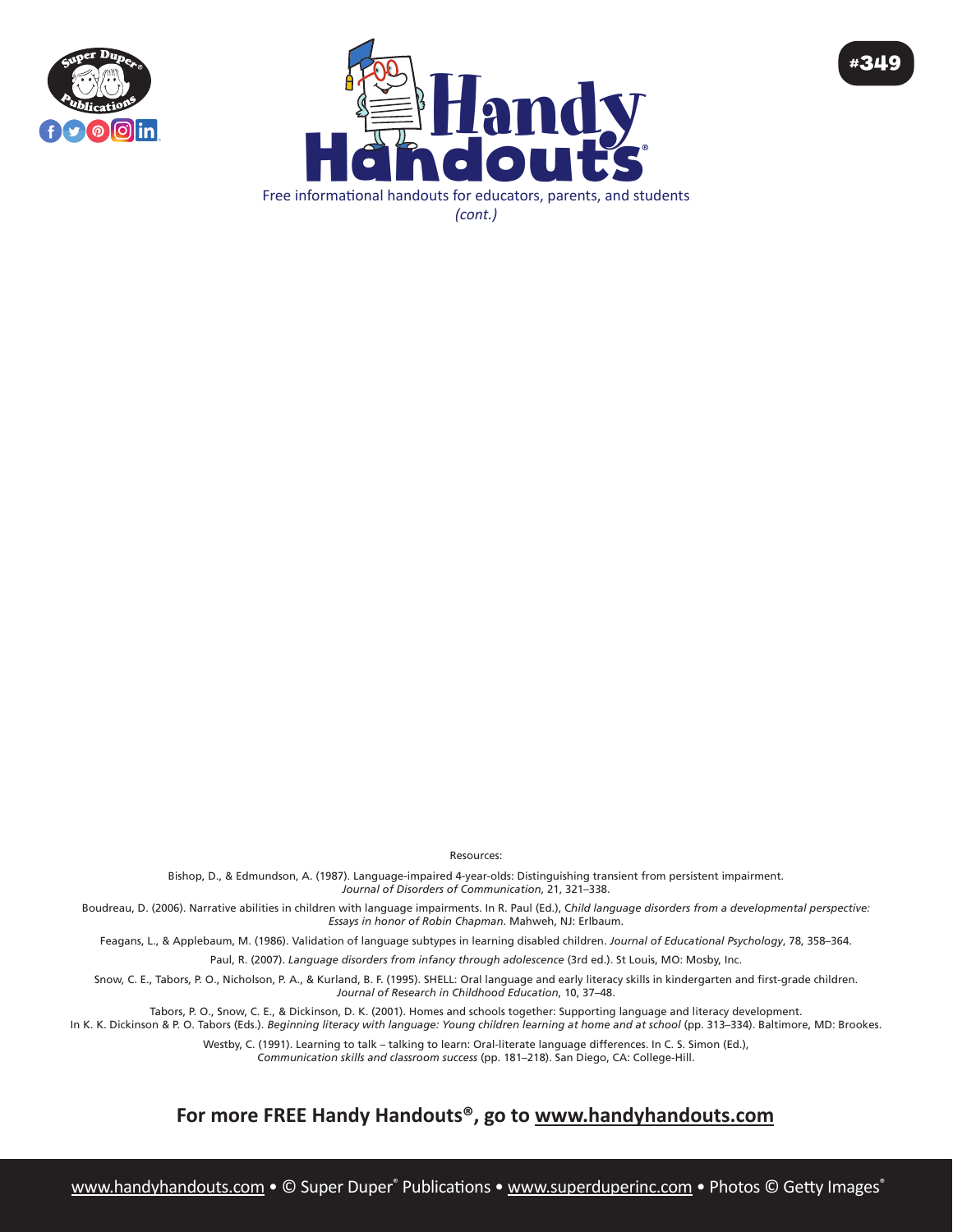*(cont.)*

Resources:

Bishop, D., & Edmundson, A. (1987). Language-impaired 4-year-olds: Distinguishing transient from persistent impairment. *Journal of Disorders of Communication*, 21, 321–338.

Boudreau, D. (2006). Narrative abilities in children with language impairments. In R. Paul (Ed.), *Child language disorders from a developmental perspective: Essays in honor of Robin Chapman*. Mahweh, NJ: Erlbaum.

Feagans, L., & Applebaum, M. (1986). Validation of language subtypes in learning disabled children. *Journal of Educational Psychology*, 78, 358–364.

Paul, R. (2007). *Language disorders from infancy through adolescence* (3rd ed.). St Louis, MO: Mosby, Inc.

Snow, C. E., Tabors, P. O., Nicholson, P. A., & Kurland, B. F. (1995). SHELL: Oral language and early literacy skills in kindergarten and first-grade children. *Journal of Research in Childhood Education*, 10, 37–48.

Tabors, P. O., Snow, C. E., & Dickinson, D. K. (2001). Homes and schools together: Supporting language and literacy development. In K. K. Dickinson & P. O. Tabors (Eds.). *Beginning literacy with language: Young children learning at home and at school* (pp. 313–334). Baltimore, MD: Brookes.

Westby, C. (1991). Learning to talk – talking to learn: Oral-literate language differences. In C. S. Simon (Ed.), *Communication skills and classroom success* (pp. 181–218). San Diego, CA: College-Hill.

**For more FREE Handy Handouts®, go to www.handyhandouts.com**